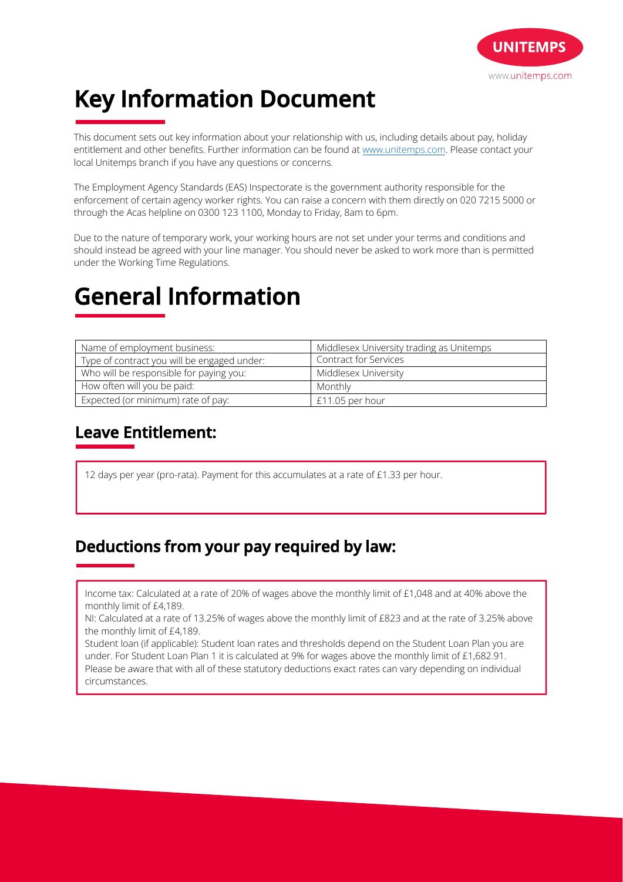# Key Information Document

This document sets out key information about your relationship with us, including details about pay, holiday entitlement and other benefits. Further information can be found at [www.unitemps.com](www.unitemps.com). Please contact your local Unitemps branch if you have any questions or concerns.

The Employment Agency Standards (EAS) Inspectorate is the government authority responsible for the enforcement of certain agency worker rights. You can raise a concern with them directly on 020 7215 5000 or through the Acas helpline on 0300 123 1100, Monday to Friday, 8am to 6pm.

Due to the nature of temporary work, your working hours are not set under your terms and conditions and should instead be agreed with your line manager. You should never be asked to work more than is permitted under the Working Time Regulations.

# General Information

| | |
|---|---|
| Name of employment business: | Middlesex University trading as Unitemps |
| Type of contract you will be engaged under: | Contract for Services |
| Who will be responsible for paying you: | Middlesex University |
| How often will you be paid: | Monthly |
| Expected (or minimum) rate of pay: | £11.05 per hour |

## Leave Entitlement:

12 days per year (pro-rata). Payment for this accumulates at a rate of £1.33 per hour.

## Deductions from your pay required by law:

Income tax: Calculated at a rate of 20% of wages above the monthly limit of £1,048 and at 40% above the monthly limit of £4,189.
NI: Calculated at a rate of 13.25% of wages above the monthly limit of £823 and at the rate of 3.25% above the monthly limit of £4,189.
Student loan (if applicable): Student loan rates and thresholds depend on the Student Loan Plan you are under. For Student Loan Plan 1 it is calculated at 9% for wages above the monthly limit of £1,682.91.
Please be aware that with all of these statutory deductions exact rates can vary depending on individual circumstances.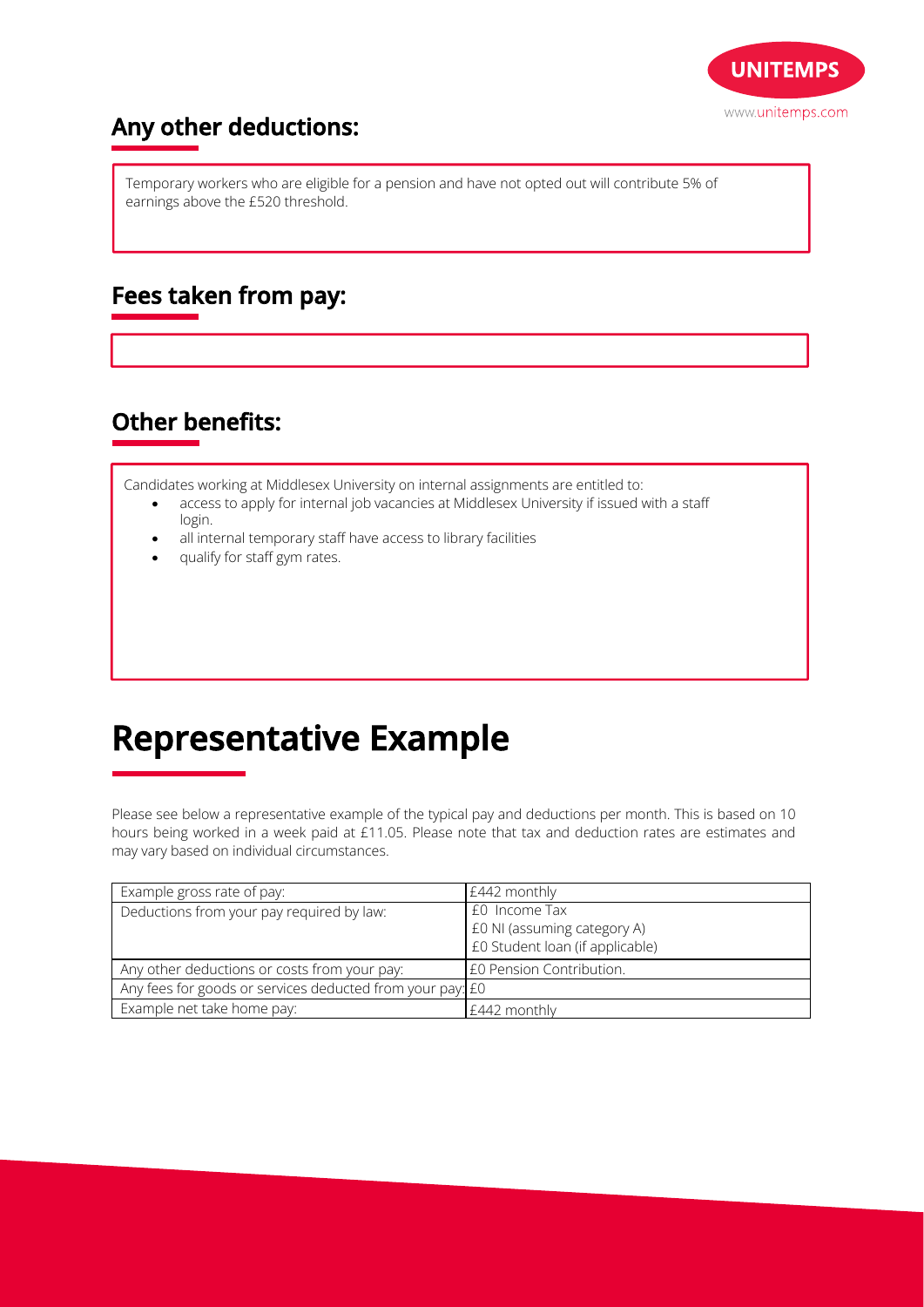## Any other deductions:

Temporary workers who are eligible for a pension and have not opted out will contribute 5% of earnings above the £520 threshold.

## Fees taken from pay:

## Other benefits:

Candidates working at Middlesex University on internal assignments are entitled to:

- access to apply for internal job vacancies at Middlesex University if issued with a staff login.
- all internal temporary staff have access to library facilities
- qualify for staff gym rates.

# Representative Example

Please see below a representative example of the typical pay and deductions per month. This is based on 10 hours being worked in a week paid at £11.05. Please note that tax and deduction rates are estimates and may vary based on individual circumstances.

| | |
|---|---|
| Example gross rate of pay: | £442 monthly |
| Deductions from your pay required by law: | £0 Income Tax<br>£0 NI (assuming category A)<br>£0 Student loan (if applicable) |
| Any other deductions or costs from your pay: | £0 Pension Contribution. |
| Any fees for goods or services deducted from your pay: | £0 |
| Example net take home pay: | £442 monthly |